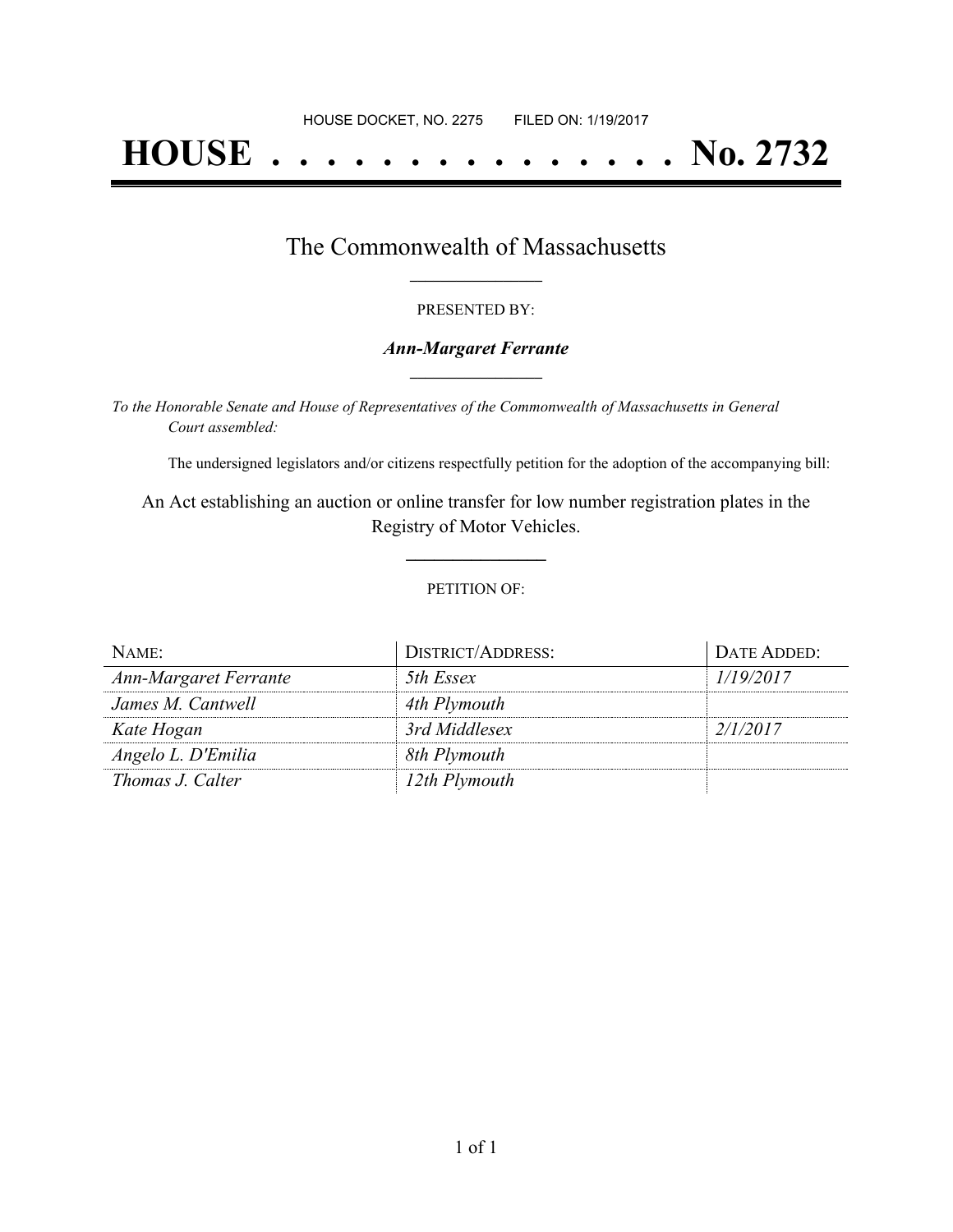HOUSE DOCKET, NO. 2275        FILED ON: 1/19/2017

# HOUSE . . . . . . . . . . . . . . . No. 2732

## The Commonwealth of Massachusetts

PRESENTED BY:

***Ann-Margaret Ferrante***

*To the Honorable Senate and House of Representatives of the Commonwealth of Massachusetts in General Court assembled:*

The undersigned legislators and/or citizens respectfully petition for the adoption of the accompanying bill:

An Act establishing an auction or online transfer for low number registration plates in the Registry of Motor Vehicles.

PETITION OF:

| NAME: | DISTRICT/ADDRESS: | DATE ADDED: |
|---|---|---|
| *Ann-Margaret Ferrante* | *5th Essex* | *1/19/2017* |
| *James M. Cantwell* | *4th Plymouth* | |
| *Kate Hogan* | *3rd Middlesex* | *2/1/2017* |
| *Angelo L. D'Emilia* | *8th Plymouth* | |
| *Thomas J. Calter* | *12th Plymouth* | |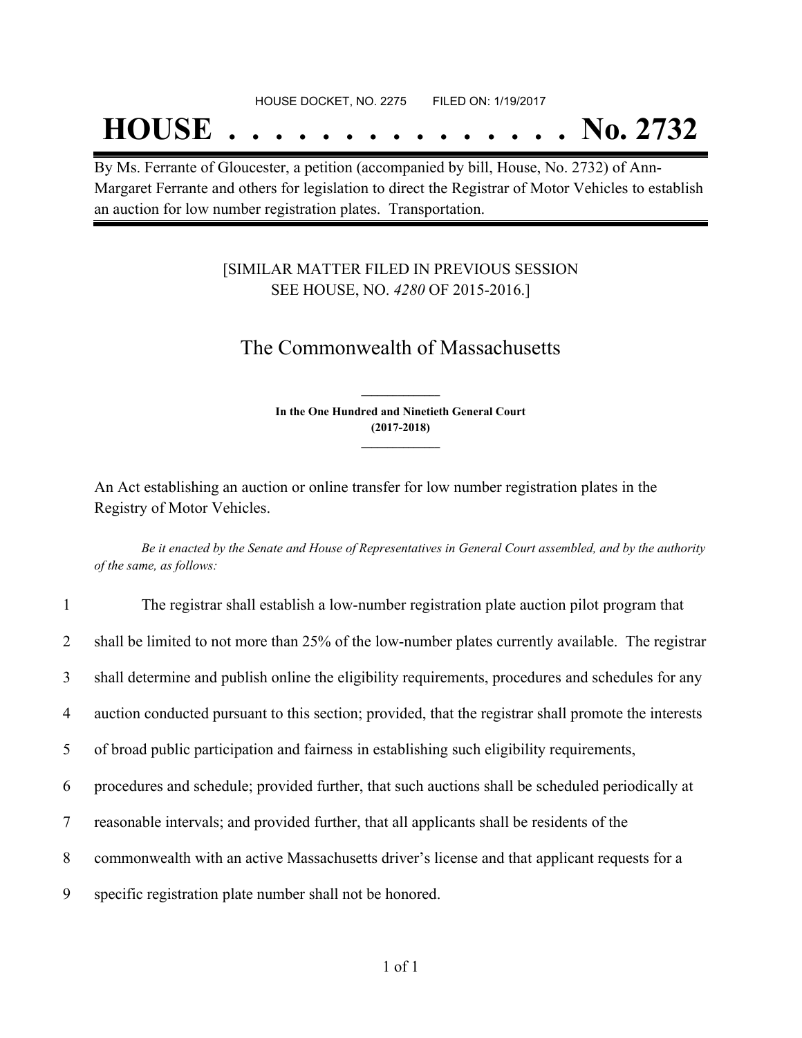HOUSE DOCKET, NO. 2275 FILED ON: 1/19/2017

# HOUSE . . . . . . . . . . . . . . . No. 2732

By Ms. Ferrante of Gloucester, a petition (accompanied by bill, House, No. 2732) of Ann-Margaret Ferrante and others for legislation to direct the Registrar of Motor Vehicles to establish an auction for low number registration plates. Transportation.

[SIMILAR MATTER FILED IN PREVIOUS SESSION SEE HOUSE, NO. *4280* OF 2015-2016.]

## The Commonwealth of Massachusetts

**In the One Hundred and Ninetieth General Court (2017-2018)**

An Act establishing an auction or online transfer for low number registration plates in the Registry of Motor Vehicles.

*Be it enacted by the Senate and House of Representatives in General Court assembled, and by the authority of the same, as follows:*

1 The registrar shall establish a low-number registration plate auction pilot program that
2 shall be limited to not more than 25% of the low-number plates currently available. The registrar
3 shall determine and publish online the eligibility requirements, procedures and schedules for any
4 auction conducted pursuant to this section; provided, that the registrar shall promote the interests
5 of broad public participation and fairness in establishing such eligibility requirements,
6 procedures and schedule; provided further, that such auctions shall be scheduled periodically at
7 reasonable intervals; and provided further, that all applicants shall be residents of the
8 commonwealth with an active Massachusetts driver's license and that applicant requests for a
9 specific registration plate number shall not be honored.